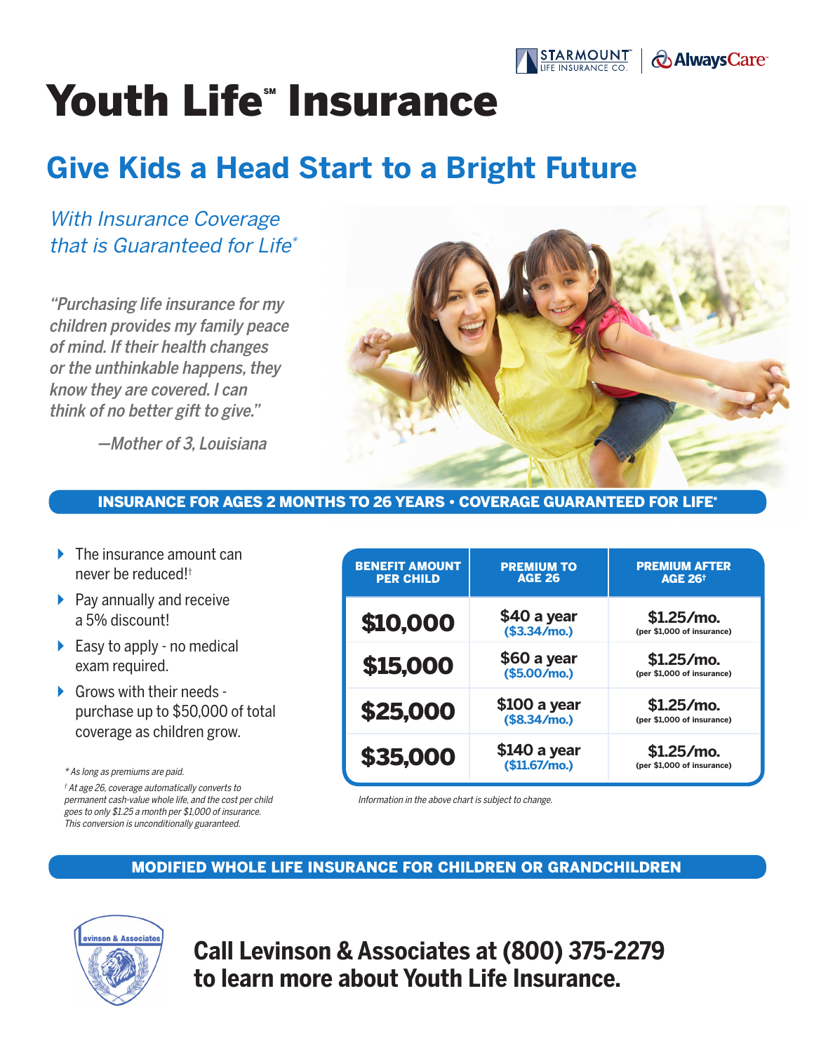STARMOUNT LIFE INSURANCE CO. | AlwaysCare

# Youth Life℠ Insurance

## Give Kids a Head Start to a Bright Future

*With Insurance Coverage that is Guaranteed for Life**

*"Purchasing life insurance for my children provides my family peace of mind. If their health changes or the unthinkable happens, they know they are covered. I can think of no better gift to give."*

*—Mother of 3, Louisiana*

**INSURANCE FOR AGES 2 MONTHS TO 26 YEARS • COVERAGE GUARANTEED FOR LIFE***

- The insurance amount can never be reduced!†
- Pay annually and receive a 5% discount!
- Easy to apply - no medical exam required.
- Grows with their needs - purchase up to $50,000 of total coverage as children grow.

| BENEFIT AMOUNT PER CHILD | PREMIUM TO AGE 26 | PREMIUM AFTER AGE 26† |
|---|---|---|
| **$10,000** | $40 a year ($3.34/mo.) | $1.25/mo. (per $1,000 of insurance) |
| **$15,000** | $60 a year ($5.00/mo.) | $1.25/mo. (per $1,000 of insurance) |
| **$25,000** | $100 a year ($8.34/mo.) | $1.25/mo. (per $1,000 of insurance) |
| **$35,000** | $140 a year ($11.67/mo.) | $1.25/mo. (per $1,000 of insurance) |

*Information in the above chart is subject to change.*

*\* As long as premiums are paid.*

*† At age 26, coverage automatically converts to permanent cash-value whole life, and the cost per child goes to only $1.25 a month per $1,000 of insurance. This conversion is unconditionally guaranteed.*

**MODIFIED WHOLE LIFE INSURANCE FOR CHILDREN OR GRANDCHILDREN**

Levinson & Associates

**Call Levinson & Associates at (800) 375-2279 to learn more about Youth Life Insurance.**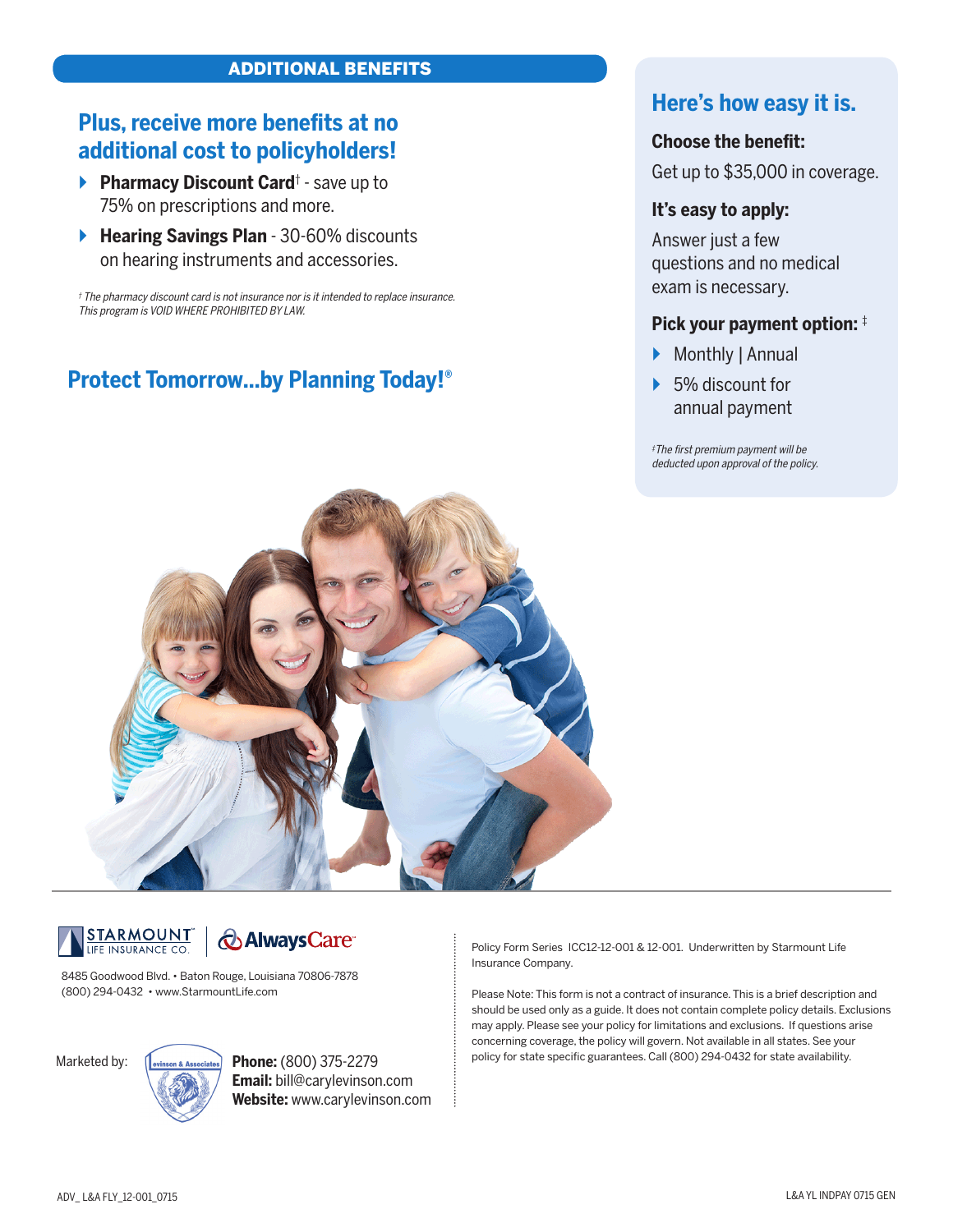## ADDITIONAL BENEFITS

### Plus, receive more benefits at no additional cost to policyholders!

- **Pharmacy Discount Card**† - save up to 75% on prescriptions and more.
- **Hearing Savings Plan** - 30-60% discounts on hearing instruments and accessories.

*† The pharmacy discount card is not insurance nor is it intended to replace insurance. This program is VOID WHERE PROHIBITED BY LAW.*

### Protect Tomorrow...by Planning Today!®

## Here's how easy it is.

**Choose the benefit:**

Get up to $35,000 in coverage.

**It's easy to apply:**

Answer just a few questions and no medical exam is necessary.

**Pick your payment option:** ‡

- Monthly | Annual
- 5% discount for annual payment

*‡The first premium payment will be deducted upon approval of the policy.*

STARMOUNT™ LIFE INSURANCE CO. | AlwaysCare™

8485 Goodwood Blvd. • Baton Rouge, Louisiana 70806-7878
(800) 294-0432 • www.StarmountLife.com

Marketed by: Levinson & Associates

**Phone:** (800) 375-2279
**Email:** bill@carylevinson.com
**Website:** www.carylevinson.com

Policy Form Series ICC12-12-001 & 12-001. Underwritten by Starmount Life Insurance Company.

Please Note: This form is not a contract of insurance. This is a brief description and should be used only as a guide. It does not contain complete policy details. Exclusions may apply. Please see your policy for limitations and exclusions. If questions arise concerning coverage, the policy will govern. Not available in all states. See your policy for state specific guarantees. Call (800) 294-0432 for state availability.

ADV_ L&A FLY_12-001_0715

L&A YL INDPAY 0715 GEN